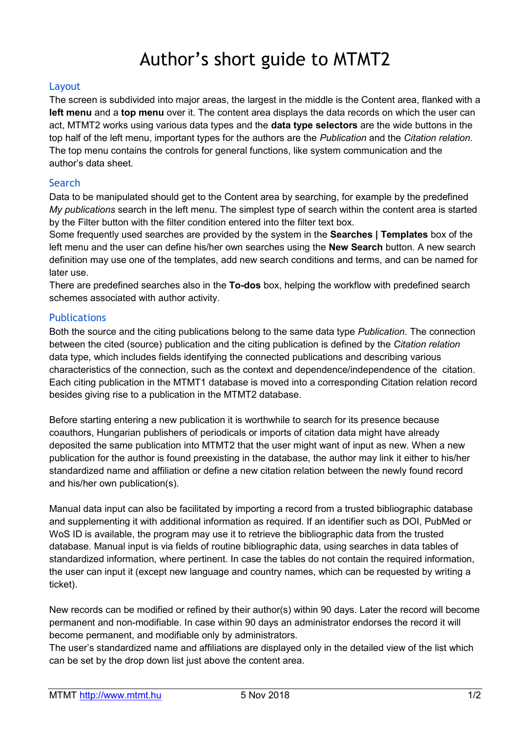# Author's short guide to MTMT2

## Layout

The screen is subdivided into major areas, the largest in the middle is the Content area, flanked with a **left menu** and a **top menu** over it. The content area displays the data records on which the user can act, MTMT2 works using various data types and the **data type selectors** are the wide buttons in the top half of the left menu, important types for the authors are the *Publication* and the *Citation relation*. The top menu contains the controls for general functions, like system communication and the author's data sheet.

## Search

Data to be manipulated should get to the Content area by searching, for example by the predefined *My publications* search in the left menu. The simplest type of search within the content area is started by the Filter button with the filter condition entered into the filter text box.

Some frequently used searches are provided by the system in the **Searches | Templates** box of the left menu and the user can define his/her own searches using the **New Search** button. A new search definition may use one of the templates, add new search conditions and terms, and can be named for later use.

There are predefined searches also in the **To-dos** box, helping the workflow with predefined search schemes associated with author activity.

## Publications

Both the source and the citing publications belong to the same data type *Publication*. The connection between the cited (source) publication and the citing publication is defined by the *Citation relation* data type, which includes fields identifying the connected publications and describing various characteristics of the connection, such as the context and dependence/independence of the citation. Each citing publication in the MTMT1 database is moved into a corresponding Citation relation record besides giving rise to a publication in the MTMT2 database.

Before starting entering a new publication it is worthwhile to search for its presence because coauthors, Hungarian publishers of periodicals or imports of citation data might have already deposited the same publication into MTMT2 that the user might want of input as new. When a new publication for the author is found preexisting in the database, the author may link it either to his/her standardized name and affiliation or define a new citation relation between the newly found record and his/her own publication(s).

Manual data input can also be facilitated by importing a record from a trusted bibliographic database and supplementing it with additional information as required. If an identifier such as DOI, PubMed or WoS ID is available, the program may use it to retrieve the bibliographic data from the trusted database. Manual input is via fields of routine bibliographic data, using searches in data tables of standardized information, where pertinent. In case the tables do not contain the required information, the user can input it (except new language and country names, which can be requested by writing a ticket).

New records can be modified or refined by their author(s) within 90 days. Later the record will become permanent and non-modifiable. In case within 90 days an administrator endorses the record it will become permanent, and modifiable only by administrators.

The user's standardized name and affiliations are displayed only in the detailed view of the list which can be set by the drop down list just above the content area.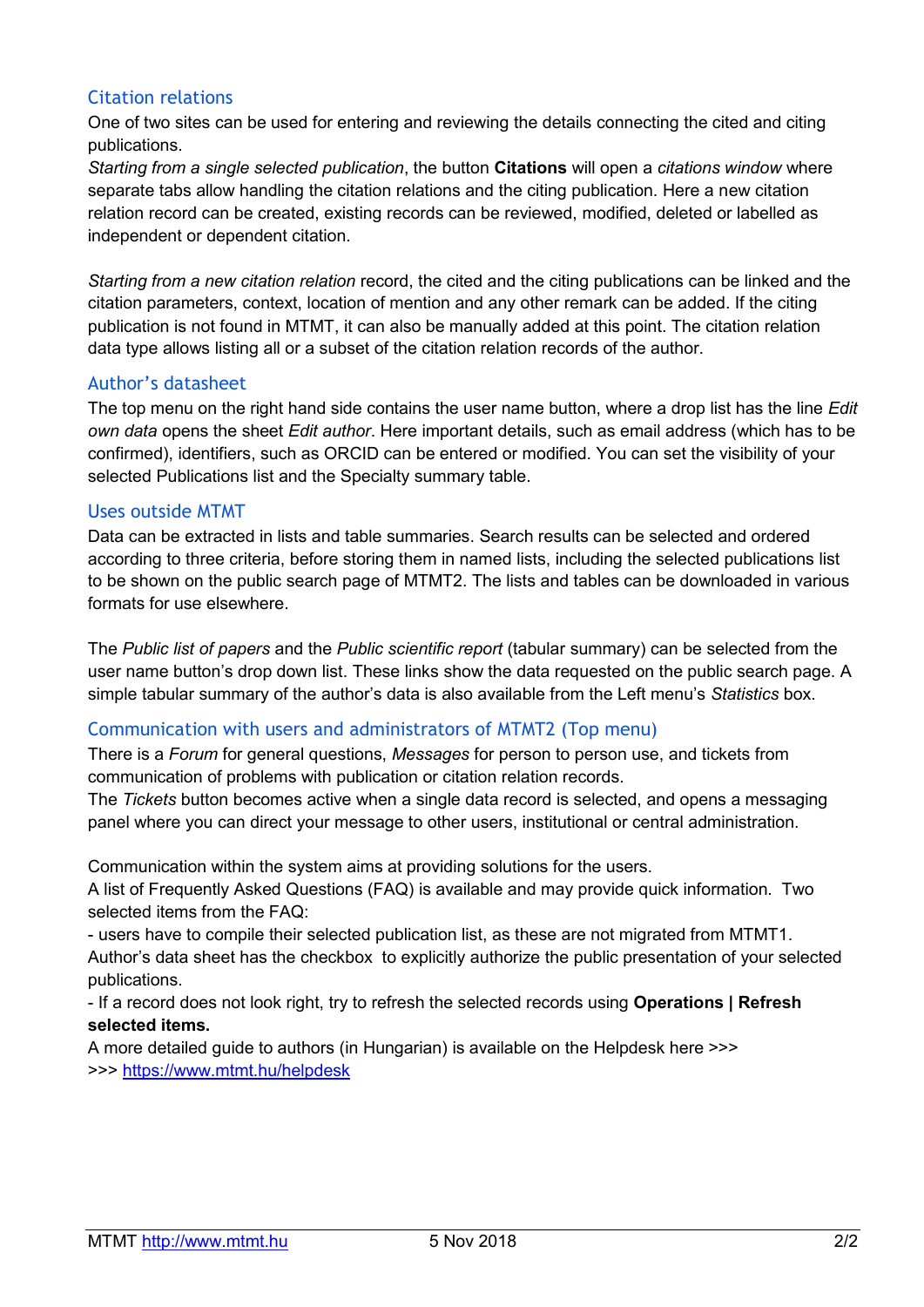## Citation relations

One of two sites can be used for entering and reviewing the details connecting the cited and citing publications.
*Starting from a single selected publication*, the button **Citations** will open a *citations window* where separate tabs allow handling the citation relations and the citing publication. Here a new citation relation record can be created, existing records can be reviewed, modified, deleted or labelled as independent or dependent citation.

*Starting from a new citation relation* record, the cited and the citing publications can be linked and the citation parameters, context, location of mention and any other remark can be added. If the citing publication is not found in MTMT, it can also be manually added at this point. The citation relation data type allows listing all or a subset of the citation relation records of the author.

## Author's datasheet

The top menu on the right hand side contains the user name button, where a drop list has the line *Edit own data* opens the sheet *Edit author*. Here important details, such as email address (which has to be confirmed), identifiers, such as ORCID can be entered or modified. You can set the visibility of your selected Publications list and the Specialty summary table.

## Uses outside MTMT

Data can be extracted in lists and table summaries. Search results can be selected and ordered according to three criteria, before storing them in named lists, including the selected publications list to be shown on the public search page of MTMT2. The lists and tables can be downloaded in various formats for use elsewhere.

The *Public list of papers* and the *Public scientific report* (tabular summary) can be selected from the user name button's drop down list. These links show the data requested on the public search page. A simple tabular summary of the author's data is also available from the Left menu's *Statistics* box.

## Communication with users and administrators of MTMT2 (Top menu)

There is a *Forum* for general questions, *Messages* for person to person use, and tickets from communication of problems with publication or citation relation records.
The *Tickets* button becomes active when a single data record is selected, and opens a messaging panel where you can direct your message to other users, institutional or central administration.

Communication within the system aims at providing solutions for the users.
A list of Frequently Asked Questions (FAQ) is available and may provide quick information. Two selected items from the FAQ:
- users have to compile their selected publication list, as these are not migrated from MTMT1. Author's data sheet has the checkbox to explicitly authorize the public presentation of your selected publications.
- If a record does not look right, try to refresh the selected records using **Operations | Refresh selected items.**

A more detailed guide to authors (in Hungarian) is available on the Helpdesk here >>>
>>> https://www.mtmt.hu/helpdesk

MTMT http://www.mtmt.hu 5 Nov 2018